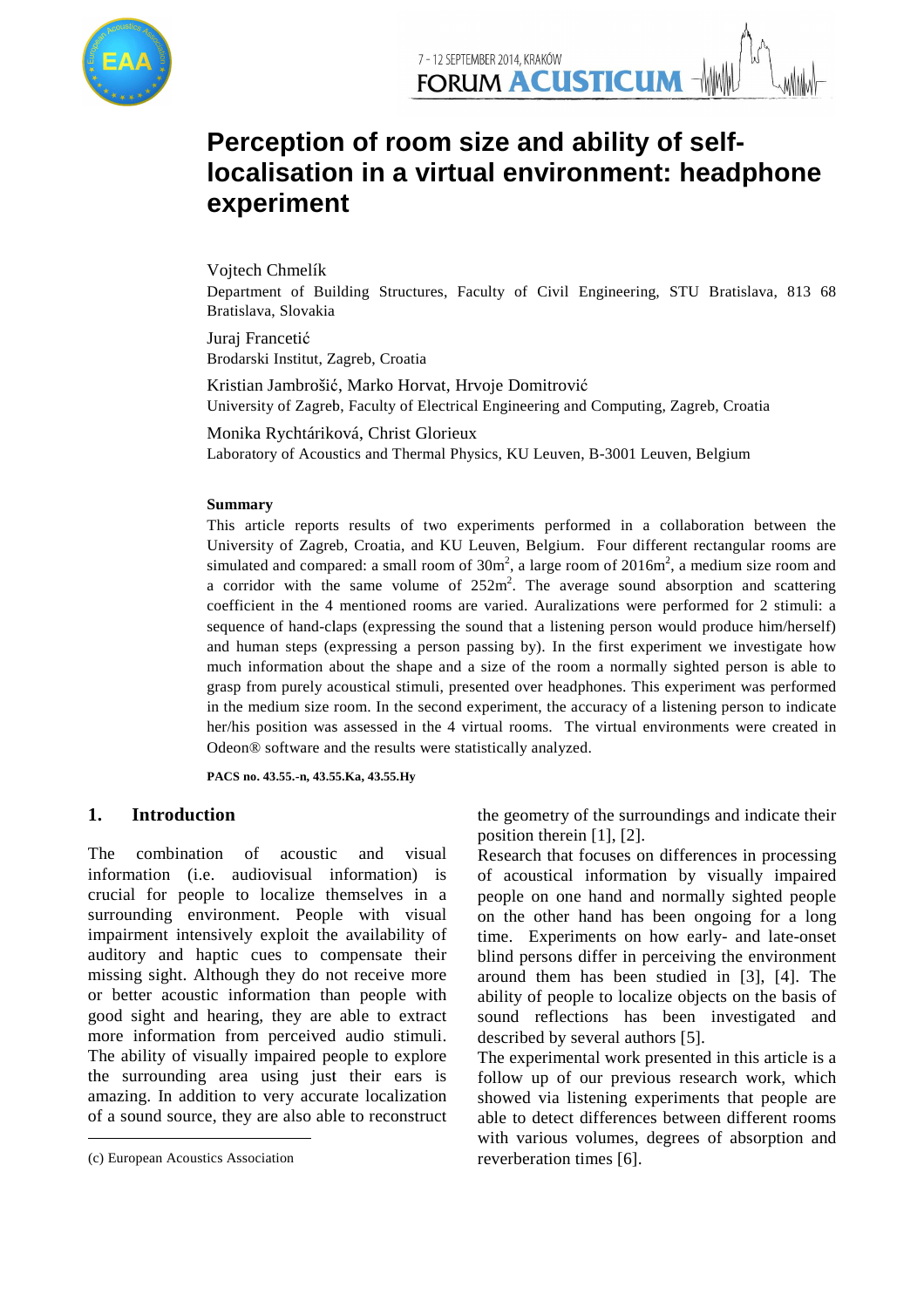# Perception of room size and ability of self-localisation in a virtual environment: headphone experiment

Vojtech Chmelík
Department of Building Structures, Faculty of Civil Engineering, STU Bratislava, 813 68 Bratislava, Slovakia

Juraj Francetić
Brodarski Institut, Zagreb, Croatia

Kristian Jambrošić, Marko Horvat, Hrvoje Domitrović
University of Zagreb, Faculty of Electrical Engineering and Computing, Zagreb, Croatia

Monika Rychtáriková, Christ Glorieux
Laboratory of Acoustics and Thermal Physics, KU Leuven, B-3001 Leuven, Belgium

#### Summary

This article reports results of two experiments performed in a collaboration between the University of Zagreb, Croatia, and KU Leuven, Belgium. Four different rectangular rooms are simulated and compared: a small room of 30m$^2$, a large room of 2016m$^2$, a medium size room and a corridor with the same volume of 252m$^2$. The average sound absorption and scattering coefficient in the 4 mentioned rooms are varied. Auralizations were performed for 2 stimuli: a sequence of hand-claps (expressing the sound that a listening person would produce him/herself) and human steps (expressing a person passing by). In the first experiment we investigate how much information about the shape and a size of the room a normally sighted person is able to grasp from purely acoustical stimuli, presented over headphones. This experiment was performed in the medium size room. In the second experiment, the accuracy of a listening person to indicate her/his position was assessed in the 4 virtual rooms. The virtual environments were created in Odeon® software and the results were statistically analyzed.

**PACS no. 43.55.-n, 43.55.Ka, 43.55.Hy**

## 1. Introduction

The combination of acoustic and visual information (i.e. audiovisual information) is crucial for people to localize themselves in a surrounding environment. People with visual impairment intensively exploit the availability of auditory and haptic cues to compensate their missing sight. Although they do not receive more or better acoustic information than people with good sight and hearing, they are able to extract more information from perceived audio stimuli. The ability of visually impaired people to explore the surrounding area using just their ears is amazing. In addition to very accurate localization of a sound source, they are also able to reconstruct the geometry of the surroundings and indicate their position therein [1], [2].

Research that focuses on differences in processing of acoustical information by visually impaired people on one hand and normally sighted people on the other hand has been ongoing for a long time. Experiments on how early- and late-onset blind persons differ in perceiving the environment around them has been studied in [3], [4]. The ability of people to localize objects on the basis of sound reflections has been investigated and described by several authors [5].

The experimental work presented in this article is a follow up of our previous research work, which showed via listening experiments that people are able to detect differences between different rooms with various volumes, degrees of absorption and reverberation times [6].

(c) European Acoustics Association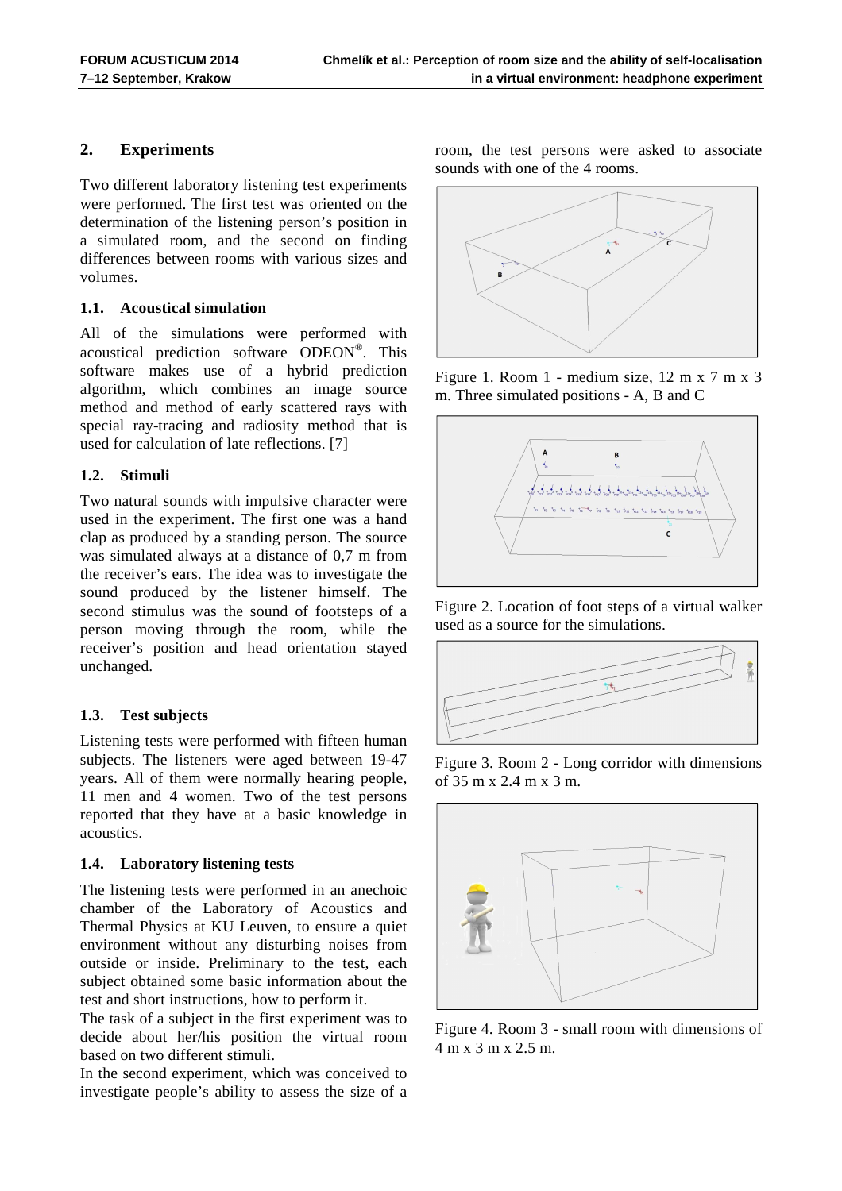## 2. Experiments

Two different laboratory listening test experiments were performed. The first test was oriented on the determination of the listening person's position in a simulated room, and the second on finding differences between rooms with various sizes and volumes.

### 1.1. Acoustical simulation

All of the simulations were performed with acoustical prediction software ODEON®. This software makes use of a hybrid prediction algorithm, which combines an image source method and method of early scattered rays with special ray-tracing and radiosity method that is used for calculation of late reflections. [7]

### 1.2. Stimuli

Two natural sounds with impulsive character were used in the experiment. The first one was a hand clap as produced by a standing person. The source was simulated always at a distance of 0,7 m from the receiver's ears. The idea was to investigate the sound produced by the listener himself. The second stimulus was the sound of footsteps of a person moving through the room, while the receiver's position and head orientation stayed unchanged.

### 1.3. Test subjects

Listening tests were performed with fifteen human subjects. The listeners were aged between 19-47 years. All of them were normally hearing people, 11 men and 4 women. Two of the test persons reported that they have at a basic knowledge in acoustics.

### 1.4. Laboratory listening tests

The listening tests were performed in an anechoic chamber of the Laboratory of Acoustics and Thermal Physics at KU Leuven, to ensure a quiet environment without any disturbing noises from outside or inside. Preliminary to the test, each subject obtained some basic information about the test and short instructions, how to perform it.

The task of a subject in the first experiment was to decide about her/his position the virtual room based on two different stimuli.

In the second experiment, which was conceived to investigate people's ability to assess the size of a room, the test persons were asked to associate sounds with one of the 4 rooms.

Figure 1. Room 1 - medium size, 12 m x 7 m x 3 m. Three simulated positions - A, B and C

Figure 2. Location of foot steps of a virtual walker used as a source for the simulations.

Figure 3. Room 2 - Long corridor with dimensions of 35 m x 2.4 m x 3 m.

Figure 4. Room 3 - small room with dimensions of 4 m x 3 m x 2.5 m.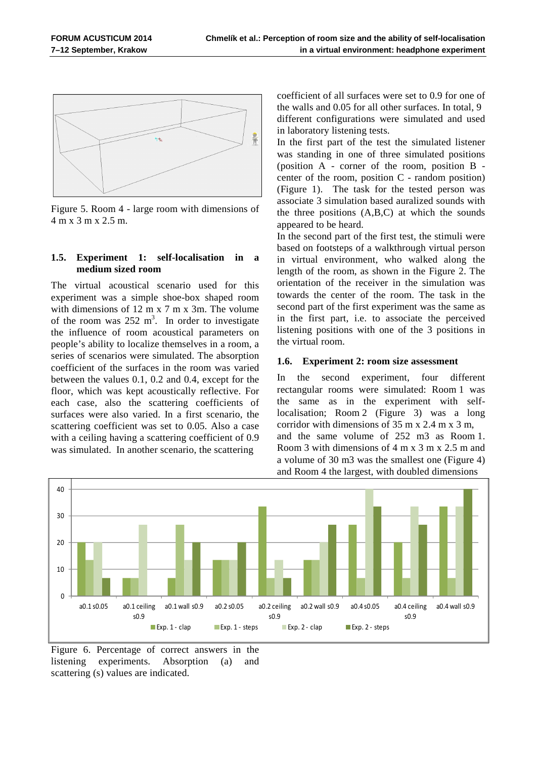Figure 5. Room 4 - large room with dimensions of 4 m x 3 m x 2.5 m.

### 1.5. Experiment 1: self-localisation in a medium sized room

The virtual acoustical scenario used for this experiment was a simple shoe-box shaped room with dimensions of 12 m x 7 m x 3m. The volume of the room was 252 $m^3$. In order to investigate the influence of room acoustical parameters on people's ability to localize themselves in a room, a series of scenarios were simulated. The absorption coefficient of the surfaces in the room was varied between the values 0.1, 0.2 and 0.4, except for the floor, which was kept acoustically reflective. For each case, also the scattering coefficients of surfaces were also varied. In a first scenario, the scattering coefficient was set to 0.05. Also a case with a ceiling having a scattering coefficient of 0.9 was simulated. In another scenario, the scattering coefficient of all surfaces were set to 0.9 for one of the walls and 0.05 for all other surfaces. In total, 9 different configurations were simulated and used in laboratory listening tests.

In the first part of the test the simulated listener was standing in one of three simulated positions (position A - corner of the room, position B - center of the room, position C - random position) (Figure 1). The task for the tested person was associate 3 simulation based auralized sounds with the three positions (A,B,C) at which the sounds appeared to be heard.

In the second part of the first test, the stimuli were based on footsteps of a walkthrough virtual person in virtual environment, who walked along the length of the room, as shown in the Figure 2. The orientation of the receiver in the simulation was towards the center of the room. The task in the second part of the first experiment was the same as in the first part, i.e. to associate the perceived listening positions with one of the 3 positions in the virtual room.

### 1.6. Experiment 2: room size assessment

In the second experiment, four different rectangular rooms were simulated: Room 1 was the same as in the experiment with self-localisation; Room 2 (Figure 3) was a long corridor with dimensions of 35 m x 2.4 m x 3 m, and the same volume of 252 m3 as Room 1. Room 3 with dimensions of 4 m x 3 m x 2.5 m and a volume of 30 m3 was the smallest one (Figure 4) and Room 4 the largest, with doubled dimensions

Figure 6. Percentage of correct answers in the listening experiments. Absorption (a) and scattering (s) values are indicated.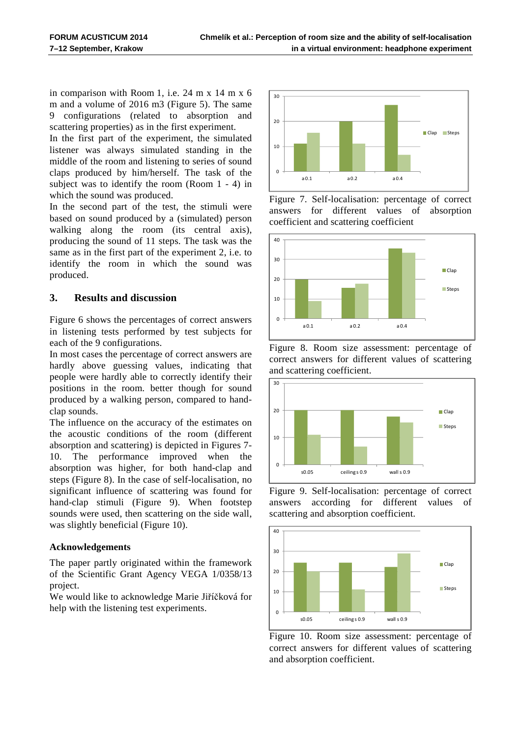in comparison with Room 1, i.e. 24 m x 14 m x 6 m and a volume of 2016 m3 (Figure 5). The same 9 configurations (related to absorption and scattering properties) as in the first experiment.

In the first part of the experiment, the simulated listener was always simulated standing in the middle of the room and listening to series of sound claps produced by him/herself. The task of the subject was to identify the room (Room 1 - 4) in which the sound was produced.

In the second part of the test, the stimuli were based on sound produced by a (simulated) person walking along the room (its central axis), producing the sound of 11 steps. The task was the same as in the first part of the experiment 2, i.e. to identify the room in which the sound was produced.

## 3. Results and discussion

Figure 6 shows the percentages of correct answers in listening tests performed by test subjects for each of the 9 configurations.

In most cases the percentage of correct answers are hardly above guessing values, indicating that people were hardly able to correctly identify their positions in the room. better though for sound produced by a walking person, compared to hand-clap sounds.

The influence on the accuracy of the estimates on the acoustic conditions of the room (different absorption and scattering) is depicted in Figures 7-10. The performance improved when the absorption was higher, for both hand-clap and steps (Figure 8). In the case of self-localisation, no significant influence of scattering was found for hand-clap stimuli (Figure 9). When footstep sounds were used, then scattering on the side wall, was slightly beneficial (Figure 10).

### Acknowledgements

The paper partly originated within the framework of the Scientific Grant Agency VEGA 1/0358/13 project.

We would like to acknowledge Marie Jiříčková for help with the listening test experiments.

Figure 7. Self-localisation: percentage of correct answers for different values of absorption coefficient and scattering coefficient

Figure 8. Room size assessment: percentage of correct answers for different values of scattering and scattering coefficient.

Figure 9. Self-localisation: percentage of correct answers according for different values of scattering and absorption coefficient.

Figure 10. Room size assessment: percentage of correct answers for different values of scattering and absorption coefficient.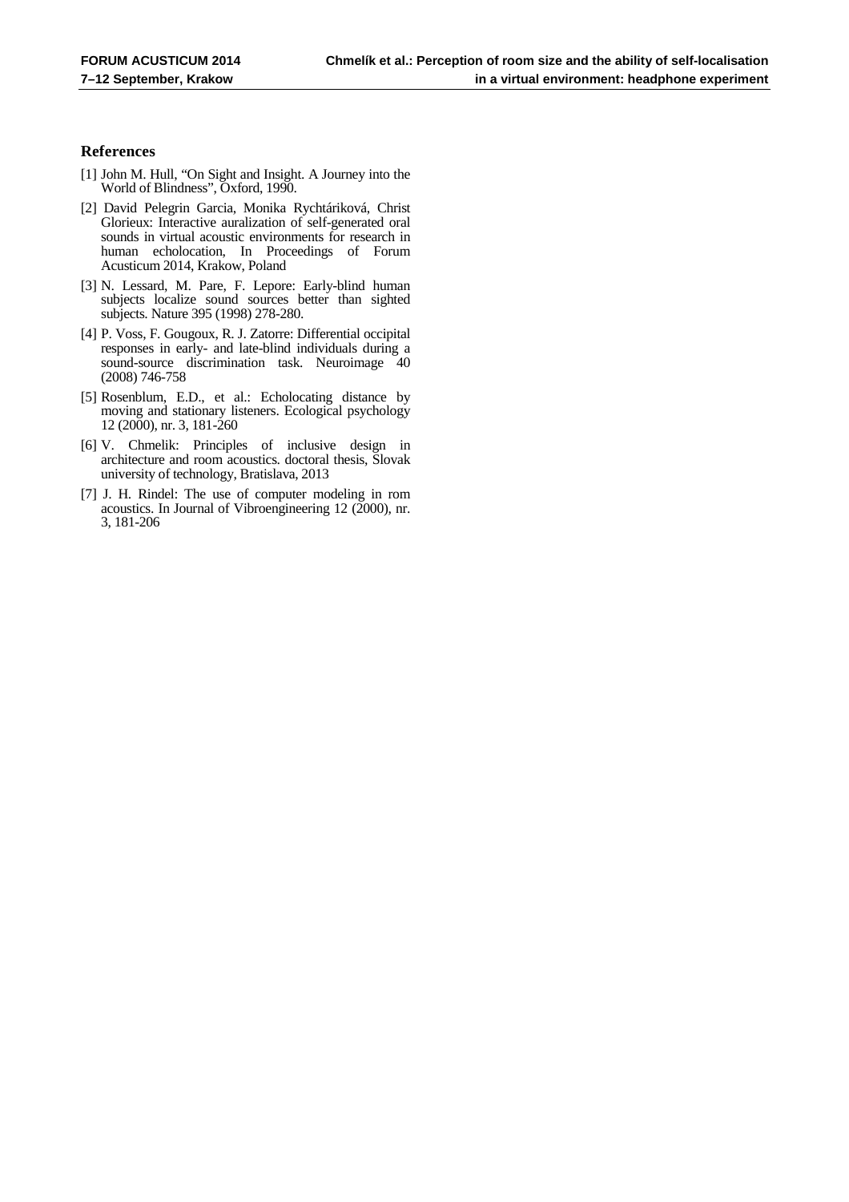## References

[1] John M. Hull, "On Sight and Insight. A Journey into the World of Blindness", Oxford, 1990.

[2] David Pelegrin Garcia, Monika Rychtáriková, Christ Glorieux: Interactive auralization of self-generated oral sounds in virtual acoustic environments for research in human echolocation, In Proceedings of Forum Acusticum 2014, Krakow, Poland

[3] N. Lessard, M. Pare, F. Lepore: Early-blind human subjects localize sound sources better than sighted subjects. Nature 395 (1998) 278-280.

[4] P. Voss, F. Gougoux, R. J. Zatorre: Differential occipital responses in early- and late-blind individuals during a sound-source discrimination task. Neuroimage 40 (2008) 746-758

[5] Rosenblum, E.D., et al.: Echolocating distance by moving and stationary listeners. Ecological psychology 12 (2000), nr. 3, 181-260

[6] V. Chmelik: Principles of inclusive design in architecture and room acoustics. doctoral thesis, Slovak university of technology, Bratislava, 2013

[7] J. H. Rindel: The use of computer modeling in rom acoustics. In Journal of Vibroengineering 12 (2000), nr. 3, 181-206